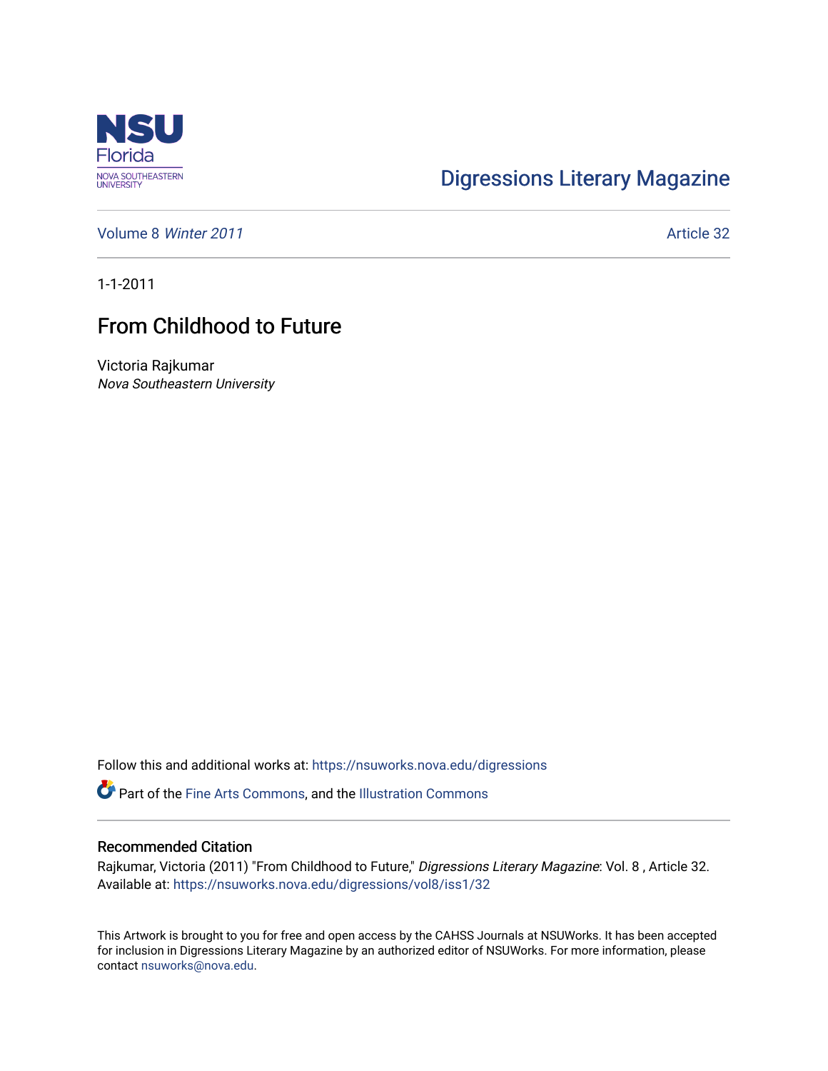Digressions Literary Magazine

Volume 8 *Winter 2011* Article 32

1-1-2011

# From Childhood to Future

Victoria Rajkumar
*Nova Southeastern University*

Follow this and additional works at: https://nsuworks.nova.edu/digressions

Part of the Fine Arts Commons, and the Illustration Commons

## Recommended Citation

Rajkumar, Victoria (2011) "From Childhood to Future," *Digressions Literary Magazine*: Vol. 8 , Article 32.
Available at: https://nsuworks.nova.edu/digressions/vol8/iss1/32

This Artwork is brought to you for free and open access by the CAHSS Journals at NSUWorks. It has been accepted for inclusion in Digressions Literary Magazine by an authorized editor of NSUWorks. For more information, please contact nsuworks@nova.edu.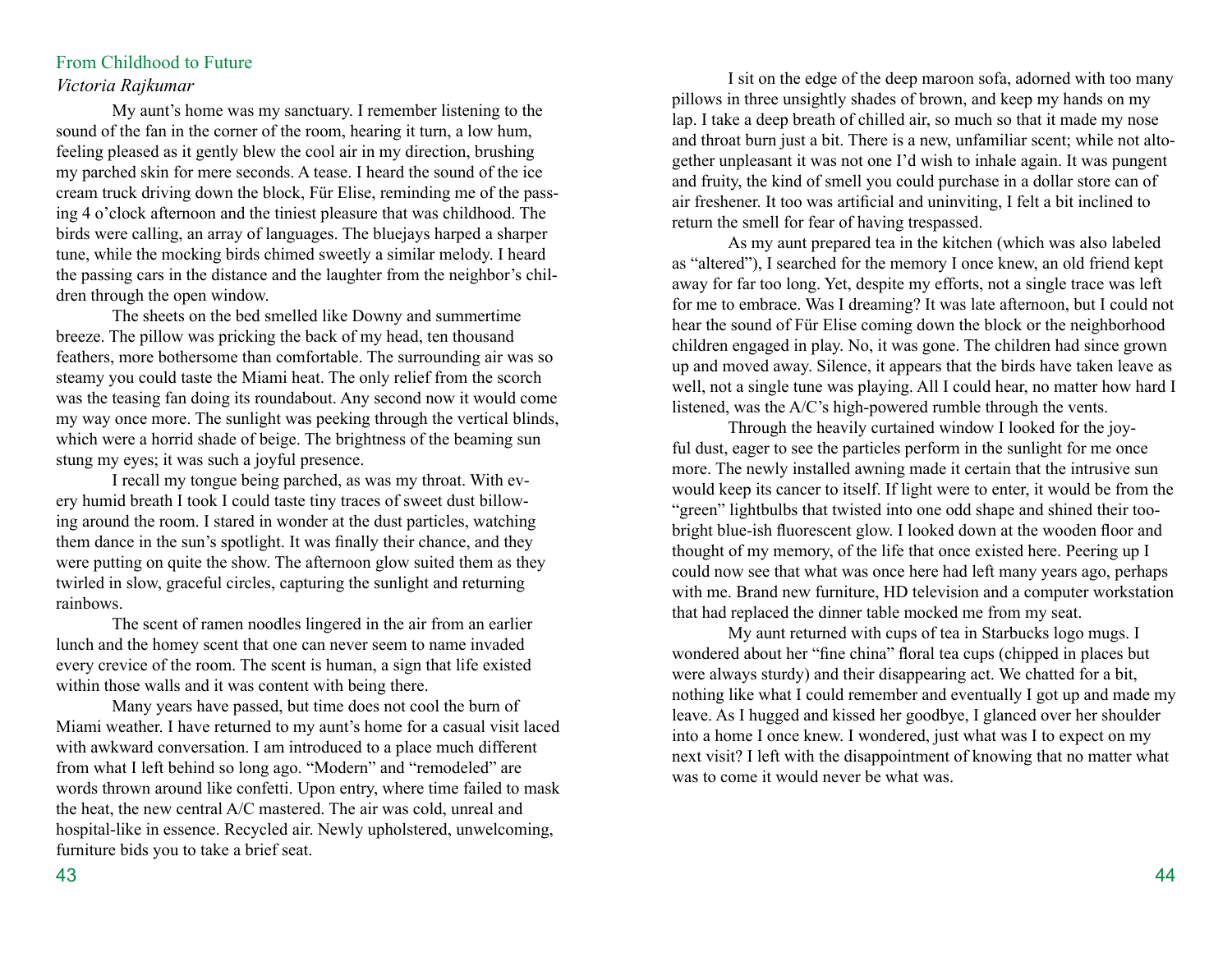## From Childhood to Future

*Victoria Rajkumar*

My aunt's home was my sanctuary. I remember listening to the sound of the fan in the corner of the room, hearing it turn, a low hum, feeling pleased as it gently blew the cool air in my direction, brushing my parched skin for mere seconds. A tease. I heard the sound of the ice cream truck driving down the block, Für Elise, reminding me of the passing 4 o'clock afternoon and the tiniest pleasure that was childhood. The birds were calling, an array of languages. The bluejays harped a sharper tune, while the mocking birds chimed sweetly a similar melody. I heard the passing cars in the distance and the laughter from the neighbor's children through the open window.

The sheets on the bed smelled like Downy and summertime breeze. The pillow was pricking the back of my head, ten thousand feathers, more bothersome than comfortable. The surrounding air was so steamy you could taste the Miami heat. The only relief from the scorch was the teasing fan doing its roundabout. Any second now it would come my way once more. The sunlight was peeking through the vertical blinds, which were a horrid shade of beige. The brightness of the beaming sun stung my eyes; it was such a joyful presence.

I recall my tongue being parched, as was my throat. With every humid breath I took I could taste tiny traces of sweet dust billowing around the room. I stared in wonder at the dust particles, watching them dance in the sun's spotlight. It was finally their chance, and they were putting on quite the show. The afternoon glow suited them as they twirled in slow, graceful circles, capturing the sunlight and returning rainbows.

The scent of ramen noodles lingered in the air from an earlier lunch and the homey scent that one can never seem to name invaded every crevice of the room. The scent is human, a sign that life existed within those walls and it was content with being there.

Many years have passed, but time does not cool the burn of Miami weather. I have returned to my aunt's home for a casual visit laced with awkward conversation. I am introduced to a place much different from what I left behind so long ago. "Modern" and "remodeled" are words thrown around like confetti. Upon entry, where time failed to mask the heat, the new central A/C mastered. The air was cold, unreal and hospital-like in essence. Recycled air. Newly upholstered, unwelcoming, furniture bids you to take a brief seat.

I sit on the edge of the deep maroon sofa, adorned with too many pillows in three unsightly shades of brown, and keep my hands on my lap. I take a deep breath of chilled air, so much so that it made my nose and throat burn just a bit. There is a new, unfamiliar scent; while not altogether unpleasant it was not one I'd wish to inhale again. It was pungent and fruity, the kind of smell you could purchase in a dollar store can of air freshener. It too was artificial and uninviting, I felt a bit inclined to return the smell for fear of having trespassed.

As my aunt prepared tea in the kitchen (which was also labeled as "altered"), I searched for the memory I once knew, an old friend kept away for far too long. Yet, despite my efforts, not a single trace was left for me to embrace. Was I dreaming? It was late afternoon, but I could not hear the sound of Für Elise coming down the block or the neighborhood children engaged in play. No, it was gone. The children had since grown up and moved away. Silence, it appears that the birds have taken leave as well, not a single tune was playing. All I could hear, no matter how hard I listened, was the A/C's high-powered rumble through the vents.

Through the heavily curtained window I looked for the joyful dust, eager to see the particles perform in the sunlight for me once more. The newly installed awning made it certain that the intrusive sun would keep its cancer to itself. If light were to enter, it would be from the "green" lightbulbs that twisted into one odd shape and shined their too-bright blue-ish fluorescent glow. I looked down at the wooden floor and thought of my memory, of the life that once existed here. Peering up I could now see that what was once here had left many years ago, perhaps with me. Brand new furniture, HD television and a computer workstation that had replaced the dinner table mocked me from my seat.

My aunt returned with cups of tea in Starbucks logo mugs. I wondered about her "fine china" floral tea cups (chipped in places but were always sturdy) and their disappearing act. We chatted for a bit, nothing like what I could remember and eventually I got up and made my leave. As I hugged and kissed her goodbye, I glanced over her shoulder into a home I once knew. I wondered, just what was I to expect on my next visit? I left with the disappointment of knowing that no matter what was to come it would never be what was.